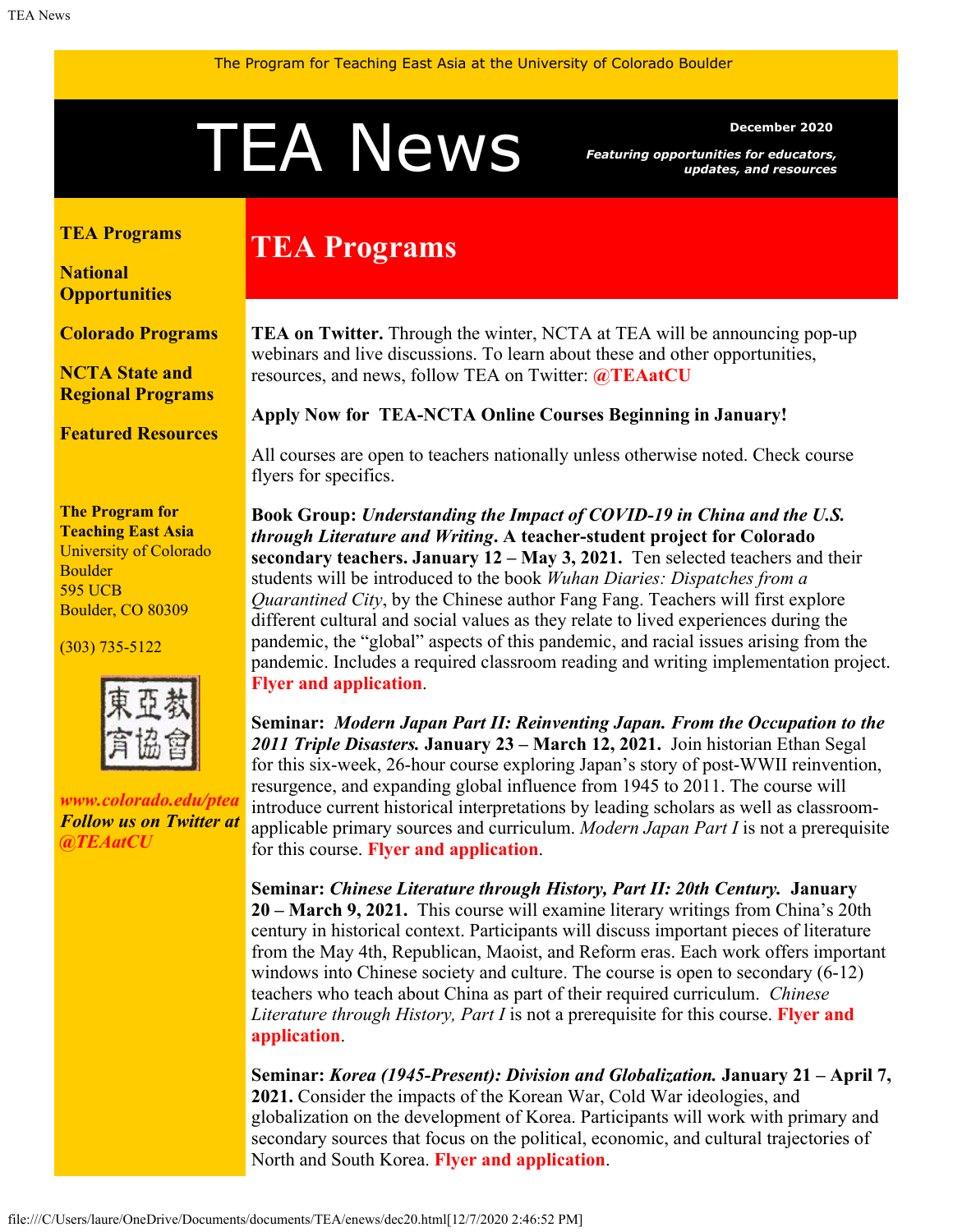The Program for Teaching East Asia at the University of Colorado Boulder

# TEA News

**December 2020**

***Featuring opportunities for educators, updates, and resources***

**TEA Programs**

**National Opportunities**

**Colorado Programs**

**NCTA State and Regional Programs**

**Featured Resources**

**The Program for Teaching East Asia**
University of Colorado Boulder
595 UCB
Boulder, CO 80309

(303) 735-5122

東亞教育協會

***www.colorado.edu/ptea***
***Follow us on Twitter at @TEAatCU***

## TEA Programs

**TEA on Twitter.** Through the winter, NCTA at TEA will be announcing pop-up webinars and live discussions. To learn about these and other opportunities, resources, and news, follow TEA on Twitter: **@TEAatCU**

**Apply Now for TEA-NCTA Online Courses Beginning in January!**

All courses are open to teachers nationally unless otherwise noted. Check course flyers for specifics.

**Book Group: *Understanding the Impact of COVID-19 in China and the U.S. through Literature and Writing*. A teacher-student project for Colorado secondary teachers. January 12 – May 3, 2021.** Ten selected teachers and their students will be introduced to the book *Wuhan Diaries: Dispatches from a Quarantined City*, by the Chinese author Fang Fang. Teachers will first explore different cultural and social values as they relate to lived experiences during the pandemic, the "global" aspects of this pandemic, and racial issues arising from the pandemic. Includes a required classroom reading and writing implementation project. **Flyer and application**.

**Seminar: *Modern Japan Part II: Reinventing Japan. From the Occupation to the 2011 Triple Disasters.* January 23 – March 12, 2021.** Join historian Ethan Segal for this six-week, 26-hour course exploring Japan's story of post-WWII reinvention, resurgence, and expanding global influence from 1945 to 2011. The course will introduce current historical interpretations by leading scholars as well as classroom-applicable primary sources and curriculum. *Modern Japan Part I* is not a prerequisite for this course. **Flyer and application**.

**Seminar: *Chinese Literature through History, Part II: 20th Century.* January 20 – March 9, 2021.** This course will examine literary writings from China's 20th century in historical context. Participants will discuss important pieces of literature from the May 4th, Republican, Maoist, and Reform eras. Each work offers important windows into Chinese society and culture. The course is open to secondary (6-12) teachers who teach about China as part of their required curriculum. *Chinese Literature through History, Part I* is not a prerequisite for this course. **Flyer and application**.

**Seminar: *Korea (1945-Present): Division and Globalization.* January 21 – April 7, 2021.** Consider the impacts of the Korean War, Cold War ideologies, and globalization on the development of Korea. Participants will work with primary and secondary sources that focus on the political, economic, and cultural trajectories of North and South Korea. **Flyer and application**.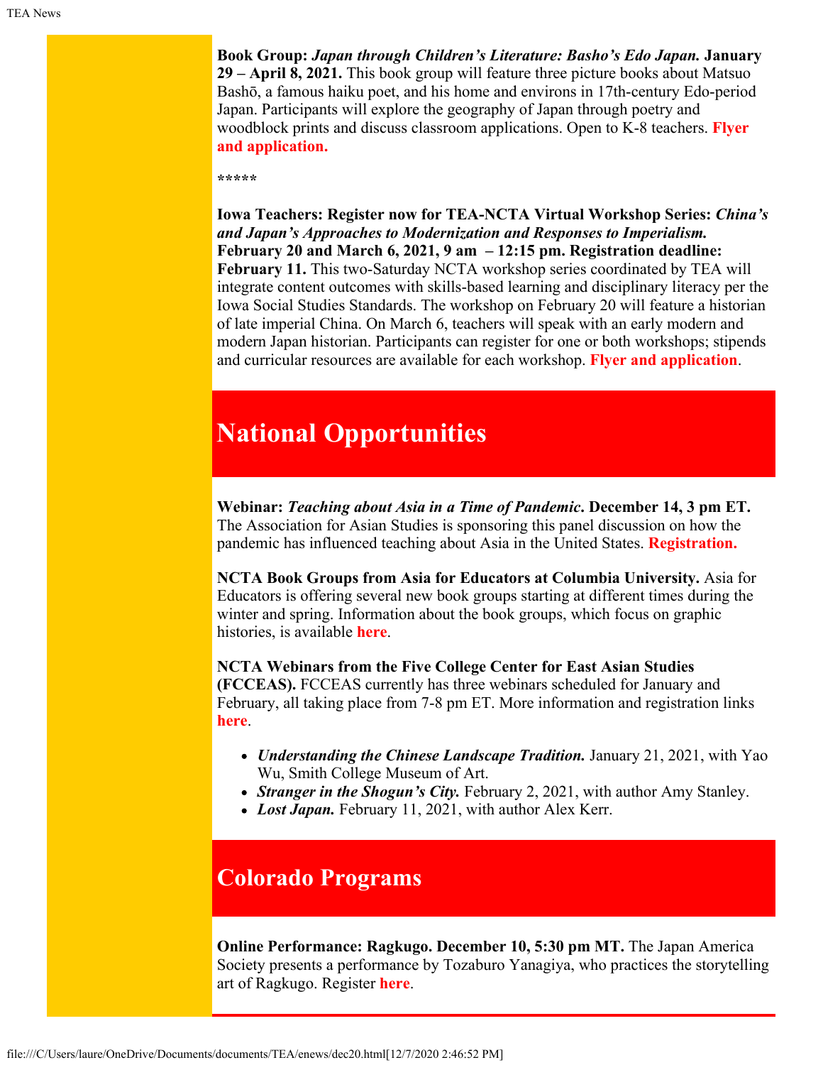**Book Group:** ***Japan through Children's Literature: Basho's Edo Japan.*** **January 29 – April 8, 2021.** This book group will feature three picture books about Matsuo Bashō, a famous haiku poet, and his home and environs in 17th-century Edo-period Japan. Participants will explore the geography of Japan through poetry and woodblock prints and discuss classroom applications. Open to K-8 teachers. **Flyer and application.**

*****

**Iowa Teachers: Register now for TEA-NCTA Virtual Workshop Series:** ***China's and Japan's Approaches to Modernization and Responses to Imperialism.*** **February 20 and March 6, 2021, 9 am – 12:15 pm. Registration deadline: February 11.** This two-Saturday NCTA workshop series coordinated by TEA will integrate content outcomes with skills-based learning and disciplinary literacy per the Iowa Social Studies Standards. The workshop on February 20 will feature a historian of late imperial China. On March 6, teachers will speak with an early modern and modern Japan historian. Participants can register for one or both workshops; stipends and curricular resources are available for each workshop. **Flyer and application**.

## National Opportunities

**Webinar:** ***Teaching about Asia in a Time of Pandemic*****. December 14, 3 pm ET.** The Association for Asian Studies is sponsoring this panel discussion on how the pandemic has influenced teaching about Asia in the United States. **Registration.**

**NCTA Book Groups from Asia for Educators at Columbia University.** Asia for Educators is offering several new book groups starting at different times during the winter and spring. Information about the book groups, which focus on graphic histories, is available **here**.

**NCTA Webinars from the Five College Center for East Asian Studies (FCCEAS).** FCCEAS currently has three webinars scheduled for January and February, all taking place from 7-8 pm ET. More information and registration links **here**.

- ***Understanding the Chinese Landscape Tradition.*** January 21, 2021, with Yao Wu, Smith College Museum of Art.
- ***Stranger in the Shogun's City.*** February 2, 2021, with author Amy Stanley.
- ***Lost Japan.*** February 11, 2021, with author Alex Kerr.

## Colorado Programs

**Online Performance: Ragkugo. December 10, 5:30 pm MT.** The Japan America Society presents a performance by Tozaburo Yanagiya, who practices the storytelling art of Ragkugo. Register **here**.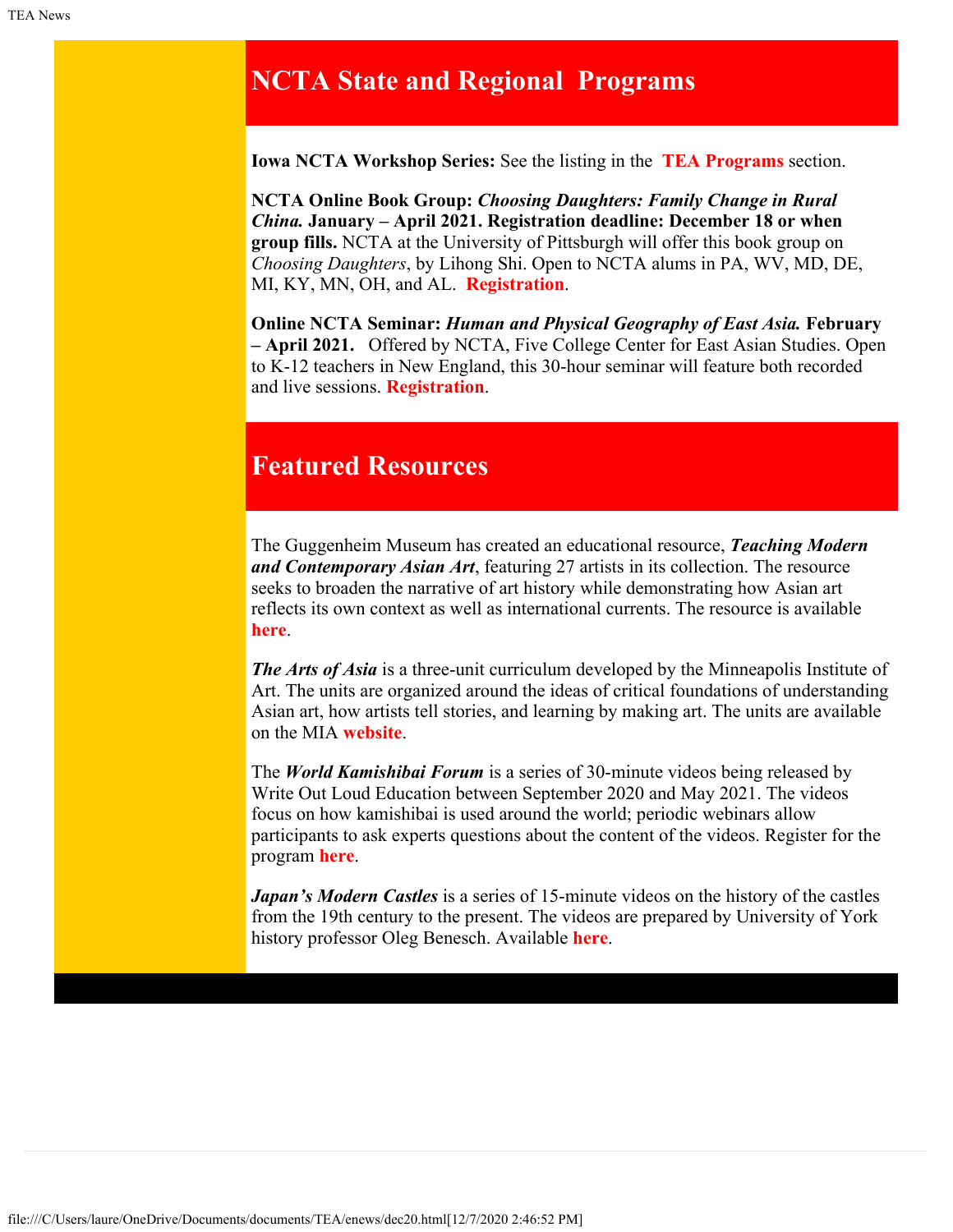## NCTA State and Regional Programs

**Iowa NCTA Workshop Series:** See the listing in the **TEA Programs** section.

**NCTA Online Book Group: *Choosing Daughters: Family Change in Rural China.* January – April 2021. Registration deadline: December 18 or when group fills.** NCTA at the University of Pittsburgh will offer this book group on *Choosing Daughters*, by Lihong Shi. Open to NCTA alums in PA, WV, MD, DE, MI, KY, MN, OH, and AL. **Registration**.

**Online NCTA Seminar: *Human and Physical Geography of East Asia.* February – April 2021.** Offered by NCTA, Five College Center for East Asian Studies. Open to K-12 teachers in New England, this 30-hour seminar will feature both recorded and live sessions. **Registration**.

## Featured Resources

The Guggenheim Museum has created an educational resource, ***Teaching Modern and Contemporary Asian Art***, featuring 27 artists in its collection. The resource seeks to broaden the narrative of art history while demonstrating how Asian art reflects its own context as well as international currents. The resource is available **here**.

***The Arts of Asia*** is a three-unit curriculum developed by the Minneapolis Institute of Art. The units are organized around the ideas of critical foundations of understanding Asian art, how artists tell stories, and learning by making art. The units are available on the MIA **website**.

The ***World Kamishibai Forum*** is a series of 30-minute videos being released by Write Out Loud Education between September 2020 and May 2021. The videos focus on how kamishibai is used around the world; periodic webinars allow participants to ask experts questions about the content of the videos. Register for the program **here**.

***Japan's Modern Castles*** is a series of 15-minute videos on the history of the castles from the 19th century to the present. The videos are prepared by University of York history professor Oleg Benesch. Available **here**.